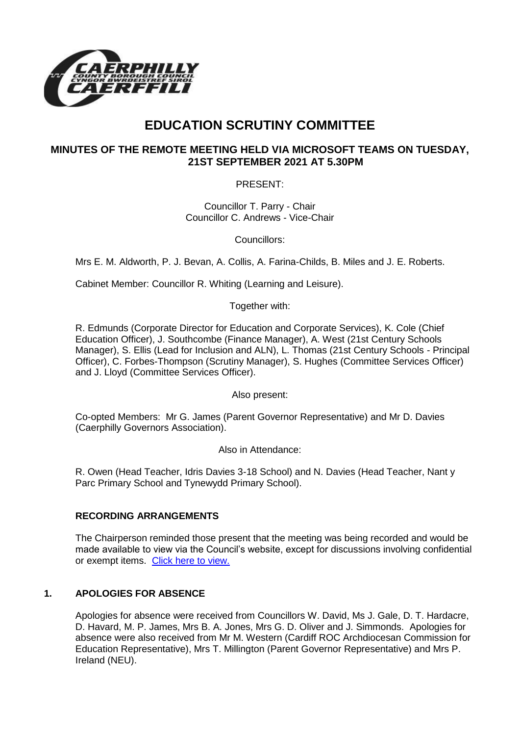# EDUCATION SCRUTINY COMMITTEE

## MINUTES OF THE REMOTE MEETING HELD VIA MICROSOFT TEAMS ON TUESDAY, 21ST SEPTEMBER 2021 AT 5.30PM

PRESENT:

Councillor T. Parry - Chair
Councillor C. Andrews - Vice-Chair

Councillors:

Mrs E. M. Aldworth, P. J. Bevan, A. Collis, A. Farina-Childs, B. Miles and J. E. Roberts.

Cabinet Member: Councillor R. Whiting (Learning and Leisure).

Together with:

R. Edmunds (Corporate Director for Education and Corporate Services), K. Cole (Chief Education Officer), J. Southcombe (Finance Manager), A. West (21st Century Schools Manager), S. Ellis (Lead for Inclusion and ALN), L. Thomas (21st Century Schools - Principal Officer), C. Forbes-Thompson (Scrutiny Manager), S. Hughes (Committee Services Officer) and J. Lloyd (Committee Services Officer).

Also present:

Co-opted Members: Mr G. James (Parent Governor Representative) and Mr D. Davies (Caerphilly Governors Association).

Also in Attendance:

R. Owen (Head Teacher, Idris Davies 3-18 School) and N. Davies (Head Teacher, Nant y Parc Primary School and Tynewydd Primary School).

### RECORDING ARRANGEMENTS

The Chairperson reminded those present that the meeting was being recorded and would be made available to view via the Council's website, except for discussions involving confidential or exempt items. Click here to view.

### 1. APOLOGIES FOR ABSENCE

Apologies for absence were received from Councillors W. David, Ms J. Gale, D. T. Hardacre, D. Havard, M. P. James, Mrs B. A. Jones, Mrs G. D. Oliver and J. Simmonds. Apologies for absence were also received from Mr M. Western (Cardiff ROC Archdiocesan Commission for Education Representative), Mrs T. Millington (Parent Governor Representative) and Mrs P. Ireland (NEU).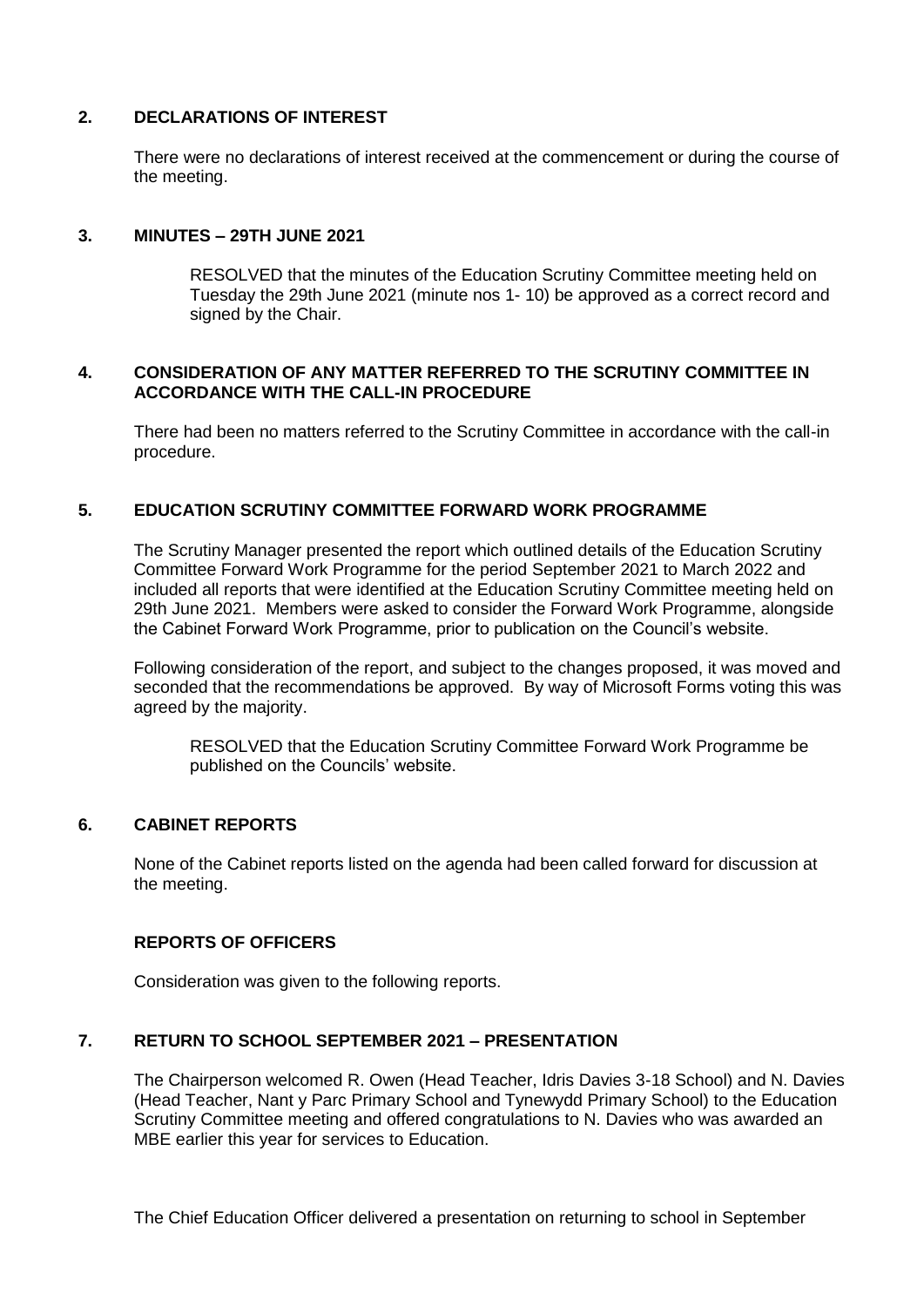## 2. DECLARATIONS OF INTEREST

There were no declarations of interest received at the commencement or during the course of the meeting.

## 3. MINUTES – 29TH JUNE 2021

RESOLVED that the minutes of the Education Scrutiny Committee meeting held on Tuesday the 29th June 2021 (minute nos 1- 10) be approved as a correct record and signed by the Chair.

## 4. CONSIDERATION OF ANY MATTER REFERRED TO THE SCRUTINY COMMITTEE IN ACCORDANCE WITH THE CALL-IN PROCEDURE

There had been no matters referred to the Scrutiny Committee in accordance with the call-in procedure.

## 5. EDUCATION SCRUTINY COMMITTEE FORWARD WORK PROGRAMME

The Scrutiny Manager presented the report which outlined details of the Education Scrutiny Committee Forward Work Programme for the period September 2021 to March 2022 and included all reports that were identified at the Education Scrutiny Committee meeting held on 29th June 2021. Members were asked to consider the Forward Work Programme, alongside the Cabinet Forward Work Programme, prior to publication on the Council's website.

Following consideration of the report, and subject to the changes proposed, it was moved and seconded that the recommendations be approved. By way of Microsoft Forms voting this was agreed by the majority.

RESOLVED that the Education Scrutiny Committee Forward Work Programme be published on the Councils' website.

## 6. CABINET REPORTS

None of the Cabinet reports listed on the agenda had been called forward for discussion at the meeting.

## REPORTS OF OFFICERS

Consideration was given to the following reports.

## 7. RETURN TO SCHOOL SEPTEMBER 2021 – PRESENTATION

The Chairperson welcomed R. Owen (Head Teacher, Idris Davies 3-18 School) and N. Davies (Head Teacher, Nant y Parc Primary School and Tynewydd Primary School) to the Education Scrutiny Committee meeting and offered congratulations to N. Davies who was awarded an MBE earlier this year for services to Education.

The Chief Education Officer delivered a presentation on returning to school in September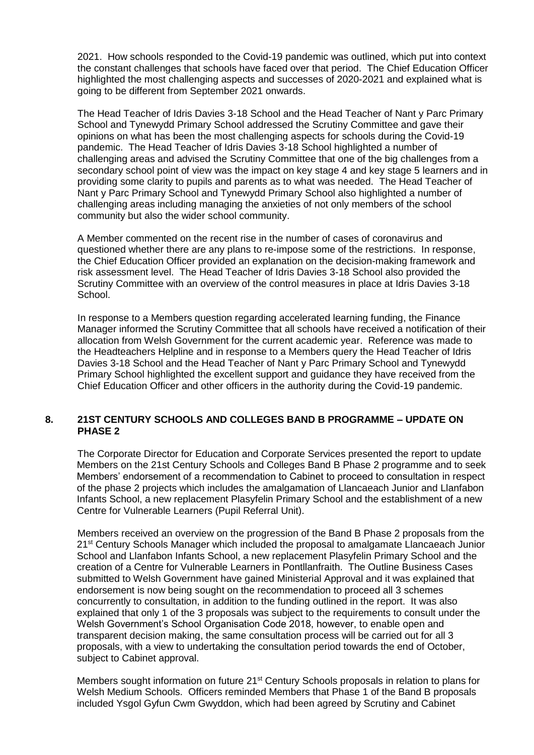2021. How schools responded to the Covid-19 pandemic was outlined, which put into context the constant challenges that schools have faced over that period. The Chief Education Officer highlighted the most challenging aspects and successes of 2020-2021 and explained what is going to be different from September 2021 onwards.

The Head Teacher of Idris Davies 3-18 School and the Head Teacher of Nant y Parc Primary School and Tynewydd Primary School addressed the Scrutiny Committee and gave their opinions on what has been the most challenging aspects for schools during the Covid-19 pandemic. The Head Teacher of Idris Davies 3-18 School highlighted a number of challenging areas and advised the Scrutiny Committee that one of the big challenges from a secondary school point of view was the impact on key stage 4 and key stage 5 learners and in providing some clarity to pupils and parents as to what was needed. The Head Teacher of Nant y Parc Primary School and Tynewydd Primary School also highlighted a number of challenging areas including managing the anxieties of not only members of the school community but also the wider school community.

A Member commented on the recent rise in the number of cases of coronavirus and questioned whether there are any plans to re-impose some of the restrictions. In response, the Chief Education Officer provided an explanation on the decision-making framework and risk assessment level. The Head Teacher of Idris Davies 3-18 School also provided the Scrutiny Committee with an overview of the control measures in place at Idris Davies 3-18 School.

In response to a Members question regarding accelerated learning funding, the Finance Manager informed the Scrutiny Committee that all schools have received a notification of their allocation from Welsh Government for the current academic year. Reference was made to the Headteachers Helpline and in response to a Members query the Head Teacher of Idris Davies 3-18 School and the Head Teacher of Nant y Parc Primary School and Tynewydd Primary School highlighted the excellent support and guidance they have received from the Chief Education Officer and other officers in the authority during the Covid-19 pandemic.

## 8. 21ST CENTURY SCHOOLS AND COLLEGES BAND B PROGRAMME – UPDATE ON PHASE 2

The Corporate Director for Education and Corporate Services presented the report to update Members on the 21st Century Schools and Colleges Band B Phase 2 programme and to seek Members' endorsement of a recommendation to Cabinet to proceed to consultation in respect of the phase 2 projects which includes the amalgamation of Llancaeach Junior and Llanfabon Infants School, a new replacement Plasyfelin Primary School and the establishment of a new Centre for Vulnerable Learners (Pupil Referral Unit).

Members received an overview on the progression of the Band B Phase 2 proposals from the 21st Century Schools Manager which included the proposal to amalgamate Llancaeach Junior School and Llanfabon Infants School, a new replacement Plasyfelin Primary School and the creation of a Centre for Vulnerable Learners in Pontllanfraith. The Outline Business Cases submitted to Welsh Government have gained Ministerial Approval and it was explained that endorsement is now being sought on the recommendation to proceed all 3 schemes concurrently to consultation, in addition to the funding outlined in the report. It was also explained that only 1 of the 3 proposals was subject to the requirements to consult under the Welsh Government's School Organisation Code 2018, however, to enable open and transparent decision making, the same consultation process will be carried out for all 3 proposals, with a view to undertaking the consultation period towards the end of October, subject to Cabinet approval.

Members sought information on future 21st Century Schools proposals in relation to plans for Welsh Medium Schools. Officers reminded Members that Phase 1 of the Band B proposals included Ysgol Gyfun Cwm Gwyddon, which had been agreed by Scrutiny and Cabinet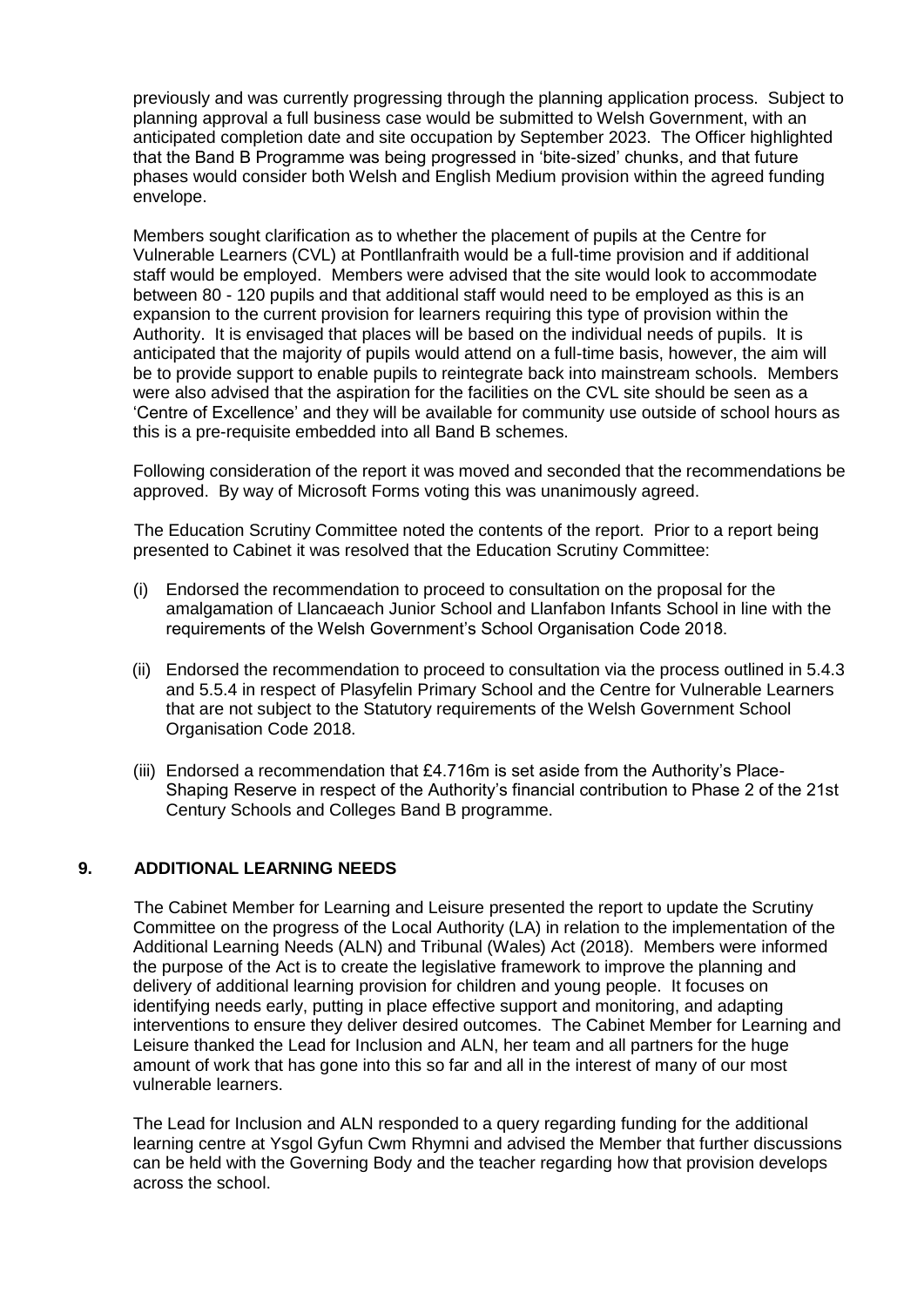previously and was currently progressing through the planning application process. Subject to planning approval a full business case would be submitted to Welsh Government, with an anticipated completion date and site occupation by September 2023. The Officer highlighted that the Band B Programme was being progressed in 'bite-sized' chunks, and that future phases would consider both Welsh and English Medium provision within the agreed funding envelope.

Members sought clarification as to whether the placement of pupils at the Centre for Vulnerable Learners (CVL) at Pontllanfraith would be a full-time provision and if additional staff would be employed. Members were advised that the site would look to accommodate between 80 - 120 pupils and that additional staff would need to be employed as this is an expansion to the current provision for learners requiring this type of provision within the Authority. It is envisaged that places will be based on the individual needs of pupils. It is anticipated that the majority of pupils would attend on a full-time basis, however, the aim will be to provide support to enable pupils to reintegrate back into mainstream schools. Members were also advised that the aspiration for the facilities on the CVL site should be seen as a 'Centre of Excellence' and they will be available for community use outside of school hours as this is a pre-requisite embedded into all Band B schemes.

Following consideration of the report it was moved and seconded that the recommendations be approved. By way of Microsoft Forms voting this was unanimously agreed.

The Education Scrutiny Committee noted the contents of the report. Prior to a report being presented to Cabinet it was resolved that the Education Scrutiny Committee:

(i) Endorsed the recommendation to proceed to consultation on the proposal for the amalgamation of Llancaeach Junior School and Llanfabon Infants School in line with the requirements of the Welsh Government's School Organisation Code 2018.

(ii) Endorsed the recommendation to proceed to consultation via the process outlined in 5.4.3 and 5.5.4 in respect of Plasyfelin Primary School and the Centre for Vulnerable Learners that are not subject to the Statutory requirements of the Welsh Government School Organisation Code 2018.

(iii) Endorsed a recommendation that £4.716m is set aside from the Authority's Place-Shaping Reserve in respect of the Authority's financial contribution to Phase 2 of the 21st Century Schools and Colleges Band B programme.

## 9. ADDITIONAL LEARNING NEEDS

The Cabinet Member for Learning and Leisure presented the report to update the Scrutiny Committee on the progress of the Local Authority (LA) in relation to the implementation of the Additional Learning Needs (ALN) and Tribunal (Wales) Act (2018). Members were informed the purpose of the Act is to create the legislative framework to improve the planning and delivery of additional learning provision for children and young people. It focuses on identifying needs early, putting in place effective support and monitoring, and adapting interventions to ensure they deliver desired outcomes. The Cabinet Member for Learning and Leisure thanked the Lead for Inclusion and ALN, her team and all partners for the huge amount of work that has gone into this so far and all in the interest of many of our most vulnerable learners.

The Lead for Inclusion and ALN responded to a query regarding funding for the additional learning centre at Ysgol Gyfun Cwm Rhymni and advised the Member that further discussions can be held with the Governing Body and the teacher regarding how that provision develops across the school.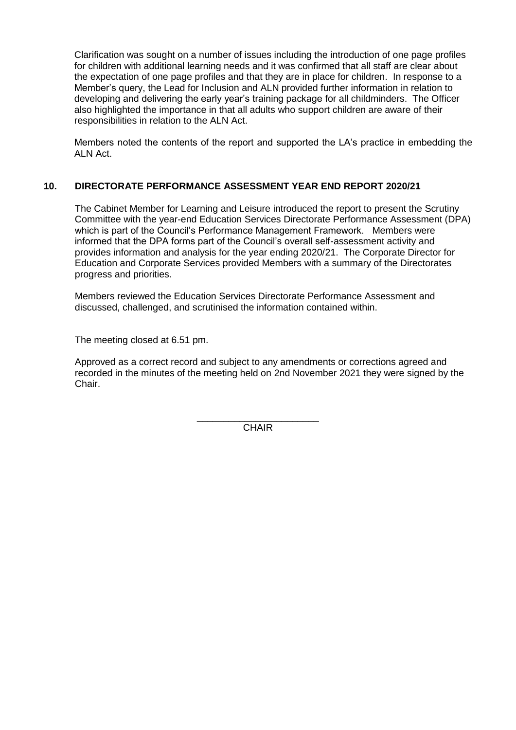Clarification was sought on a number of issues including the introduction of one page profiles for children with additional learning needs and it was confirmed that all staff are clear about the expectation of one page profiles and that they are in place for children. In response to a Member's query, the Lead for Inclusion and ALN provided further information in relation to developing and delivering the early year's training package for all childminders. The Officer also highlighted the importance in that all adults who support children are aware of their responsibilities in relation to the ALN Act.

Members noted the contents of the report and supported the LA's practice in embedding the ALN Act.

## 10. DIRECTORATE PERFORMANCE ASSESSMENT YEAR END REPORT 2020/21

The Cabinet Member for Learning and Leisure introduced the report to present the Scrutiny Committee with the year-end Education Services Directorate Performance Assessment (DPA) which is part of the Council's Performance Management Framework. Members were informed that the DPA forms part of the Council's overall self-assessment activity and provides information and analysis for the year ending 2020/21. The Corporate Director for Education and Corporate Services provided Members with a summary of the Directorates progress and priorities.

Members reviewed the Education Services Directorate Performance Assessment and discussed, challenged, and scrutinised the information contained within.

The meeting closed at 6.51 pm.

Approved as a correct record and subject to any amendments or corrections agreed and recorded in the minutes of the meeting held on 2nd November 2021 they were signed by the Chair.

_______________________

CHAIR